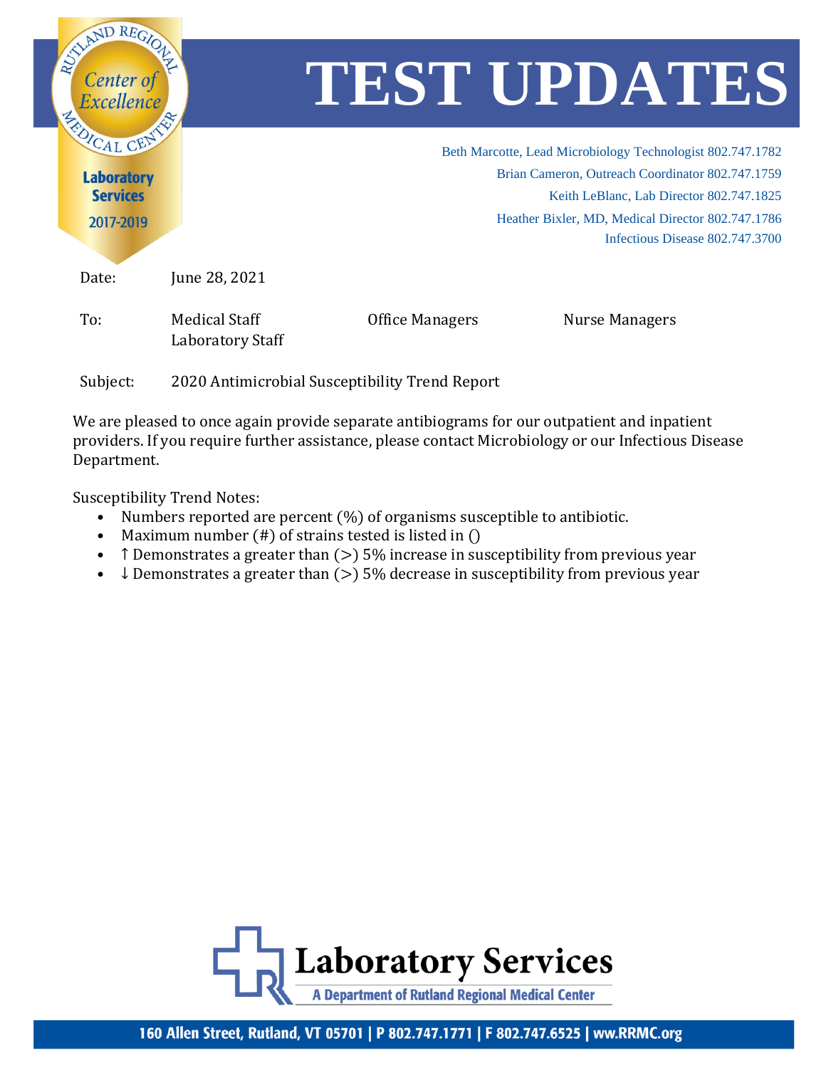# TEST UPDATES

Rutland Regional Medical Center — Center of Excellence — Laboratory Services 2017-2019

Beth Marcotte, Lead Microbiology Technologist 802.747.1782
Brian Cameron, Outreach Coordinator 802.747.1759
Keith LeBlanc, Lab Director 802.747.1825
Heather Bixler, MD, Medical Director 802.747.1786
Infectious Disease 802.747.3700

Date: June 28, 2021

To: Medical Staff, Laboratory Staff, Office Managers, Nurse Managers

Subject: 2020 Antimicrobial Susceptibility Trend Report

We are pleased to once again provide separate antibiograms for our outpatient and inpatient providers. If you require further assistance, please contact Microbiology or our Infectious Disease Department.

Susceptibility Trend Notes:

- Numbers reported are percent (%) of organisms susceptible to antibiotic.
- Maximum number (#) of strains tested is listed in ()
- ↑ Demonstrates a greater than (>) 5% increase in susceptibility from previous year
- ↓ Demonstrates a greater than (>) 5% decrease in susceptibility from previous year

**Laboratory Services**
A Department of Rutland Regional Medical Center

160 Allen Street, Rutland, VT 05701 | P 802.747.1771 | F 802.747.6525 | ww.RRMC.org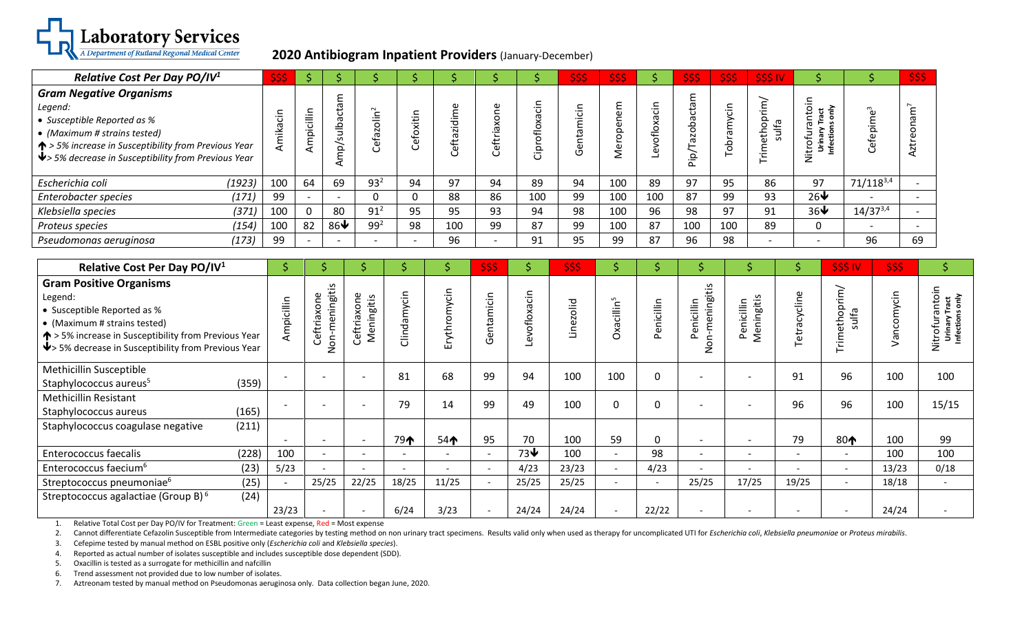**Laboratory Services**
*A Department of Rutland Regional Medical Center*

## 2020 Antibiogram Inpatient Providers (January-December)

| *Relative Cost Per Day PO/IV[1]* | | $$$ | $ | $ | $ | $ | $ | $ | $ | $$$ | $$$ | $ | $$$ | $$$ | $$$ IV | $ | $ | $$$ |
|---|---|---|---|---|---|---|---|---|---|---|---|---|---|---|---|---|---|---|
| ***Gram Negative Organisms*** *Legend:* • *Susceptible Reported as %* • *(Maximum # strains tested)* ↑ *> 5% increase in Susceptibility from Previous Year* ↓ *> 5% decrease in Susceptibility from Previous Year* | | Amikacin | Ampicillin | Amp/sulbactam | Cefazolin[2] | Cefoxitin | Ceftazidime | Ceftriaxone | Ciprofloxacin | Gentamicin | Meropenem | Levofloxacin | Pip/Tazobactam | Tobramycin | Trimethoprim/ sulfa | Nitrofurantoin Urinary Tract Infections only | Cefepime[3] | Aztreonam[7] |
| *Escherichia coli* | *(1923)* | 100 | 64 | 69 | 93[2] | 94 | 97 | 94 | 89 | 94 | 100 | 89 | 97 | 95 | 86 | 97 | 71/118[3,4] | - |
| *Enterobacter species* | *(171)* | 99 | - | - | 0 | 0 | 88 | 86 | 100 | 99 | 100 | 100 | 87 | 99 | 93 | 26↓ | - | - |
| *Klebsiella species* | *(371)* | 100 | 0 | 80 | 91[2] | 95 | 95 | 93 | 94 | 98 | 100 | 96 | 98 | 97 | 91 | 36↓ | 14/37[3,4] | - |
| *Proteus species* | *(154)* | 100 | 82 | 86↓ | 99[2] | 98 | 100 | 99 | 87 | 99 | 100 | 87 | 100 | 100 | 89 | 0 | - | - |
| *Pseudomonas aeruginosa* | *(173)* | 99 | - | - | - | - | 96 | - | 91 | 95 | 99 | 87 | 96 | 98 | - | - | 96 | 69 |

| **Relative Cost Per Day PO/IV[1]** | | $ | $ | $ | $ | $ | $$$ | $ | $$$ | $ | $ | $ | $ | $ | $$$ IV | $$$ | $ |
|---|---|---|---|---|---|---|---|---|---|---|---|---|---|---|---|---|---|
| **Gram Positive Organisms** Legend: • Susceptible Reported as % • (Maximum # strains tested) ↑ > 5% increase in Susceptibility from Previous Year ↓ > 5% decrease in Susceptibility from Previous Year | | Ampicillin | Ceftriaxone Non-meningitis | Ceftriaxone Meningitis | Clindamycin | Erythromycin | Gentamicin | Levofloxacin | Linezolid | Oxacillin[5] | Penicillin | Penicillin Non-meningitis | Penicillin Meningitis | Tetracycline | Trimethoprim/ sulfa | Vancomycin | Nitrofurantoin Urinary Tract Infections only |
| Methicillin Susceptible Staphylococcus aureus[5] | (359) | - | - | - | 81 | 68 | 99 | 94 | 100 | 100 | 0 | - | - | 91 | 96 | 100 | 100 |
| Methicillin Resistant Staphylococcus aureus | (165) | - | - | - | 79 | 14 | 99 | 49 | 100 | 0 | 0 | - | - | 96 | 96 | 100 | 15/15 |
| Staphylococcus coagulase negative | (211) | - | - | - | 79↑ | 54↑ | 95 | 70 | 100 | 59 | 0 | - | - | 79 | 80↑ | 100 | 99 |
| Enterococcus faecalis | (228) | 100 | - | - | - | - | - | 73↓ | 100 | - | 98 | - | - | - | - | 100 | 100 |
| Enterococcus faecium[6] | (23) | 5/23 | - | - | - | - | - | 4/23 | 23/23 | - | 4/23 | - | - | - | - | 13/23 | 0/18 |
| Streptococcus pneumoniae[6] | (25) | - | 25/25 | 22/25 | 18/25 | 11/25 | - | 25/25 | 25/25 | - | - | 25/25 | 17/25 | 19/25 | - | 18/18 | - |
| Streptococcus agalactiae (Group B)[6] | (24) | 23/23 | - | - | 6/24 | 3/23 | - | 24/24 | 24/24 | - | 22/22 | - | - | - | - | 24/24 | - |

1. Relative Total Cost per Day PO/IV for Treatment: Green = Least expense, Red = Most expense
2. Cannot differentiate Cefazolin Susceptible from Intermediate categories by testing method on non urinary tract specimens. Results valid only when used as therapy for uncomplicated UTI for *Escherichia coli*, *Klebsiella pneumoniae* or *Proteus mirabilis*.
3. Cefepime tested by manual method on ESBL positive only (*Escherichia coli* and *Klebsiella species*).
4. Reported as actual number of isolates susceptible and includes susceptible dose dependent (SDD).
5. Oxacillin is tested as a surrogate for methicillin and nafcillin
6. Trend assessment not provided due to low number of isolates.
7. Aztreonam tested by manual method on Pseudomonas aeruginosa only. Data collection began June, 2020.